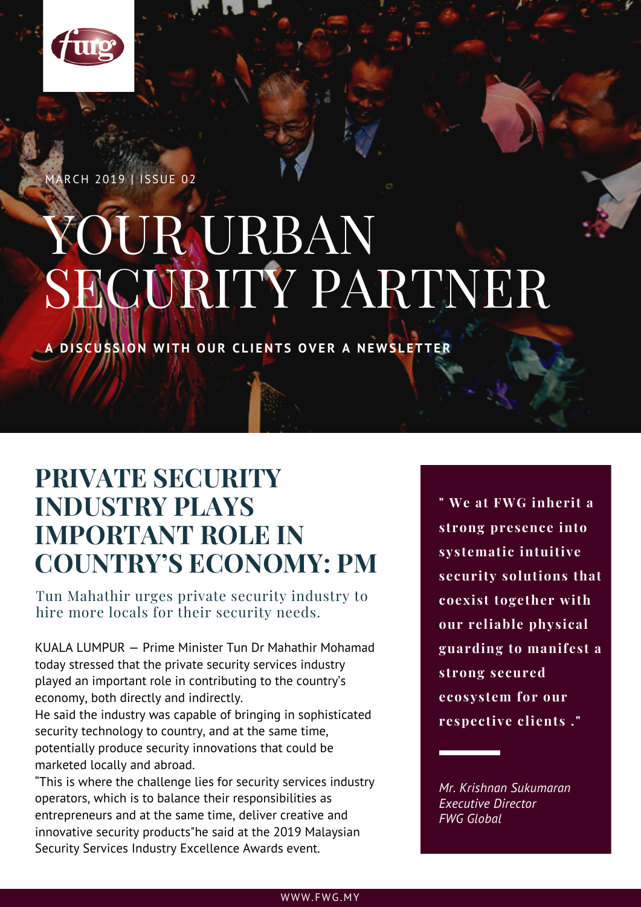MARCH 2019 | ISSUE 02

# YOUR URBAN SECURITY PARTNER

**A DISCUSSION WITH OUR CLIENTS OVER A NEWSLETTER**

## PRIVATE SECURITY INDUSTRY PLAYS IMPORTANT ROLE IN COUNTRY'S ECONOMY: PM

Tun Mahathir urges private security industry to hire more locals for their security needs.

KUALA LUMPUR — Prime Minister Tun Dr Mahathir Mohamad today stressed that the private security services industry played an important role in contributing to the country's economy, both directly and indirectly.
He said the industry was capable of bringing in sophisticated security technology to country, and at the same time, potentially produce security innovations that could be marketed locally and abroad.
"This is where the challenge lies for security services industry operators, which is to balance their responsibilities as entrepreneurs and at the same time, deliver creative and innovative security products"he said at the 2019 Malaysian Security Services Industry Excellence Awards event.

> **" We at FWG inherit a strong presence into systematic intuitive security solutions that coexist together with our reliable physical guarding to manifest a strong secured ecosystem for our respective clients ."**
>
> *Mr. Krishnan Sukumaran*
> *Executive Director*
> *FWG Global*

WWW.FWG.MY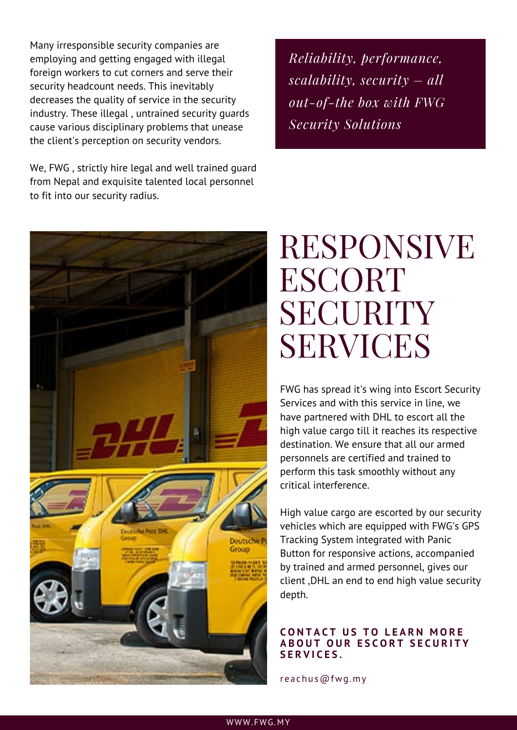Many irresponsible security companies are employing and getting engaged with illegal foreign workers to cut corners and serve their security headcount needs. This inevitably decreases the quality of service in the security industry. These illegal , untrained security guards cause various disciplinary problems that unease the client's perception on security vendors.

We, FWG , strictly hire legal and well trained guard from Nepal and exquisite talented local personnel to fit into our security radius.

*Reliability, performance, scalability, security – all out-of-the box with FWG Security Solutions*

# RESPONSIVE ESCORT SECURITY SERVICES

FWG has spread it's wing into Escort Security Services and with this service in line, we have partnered with DHL to escort all the high value cargo till it reaches its respective destination. We ensure that all our armed personnels are certified and trained to perform this task smoothly without any critical interference.

High value cargo are escorted by our security vehicles which are equipped with FWG's GPS Tracking System integrated with Panic Button for responsive actions, accompanied by trained and armed personnel, gives our client ,DHL an end to end high value security depth.

**CONTACT US TO LEARN MORE ABOUT OUR ESCORT SECURITY SERVICES.**

reachus@fwg.my

WWW.FWG.MY